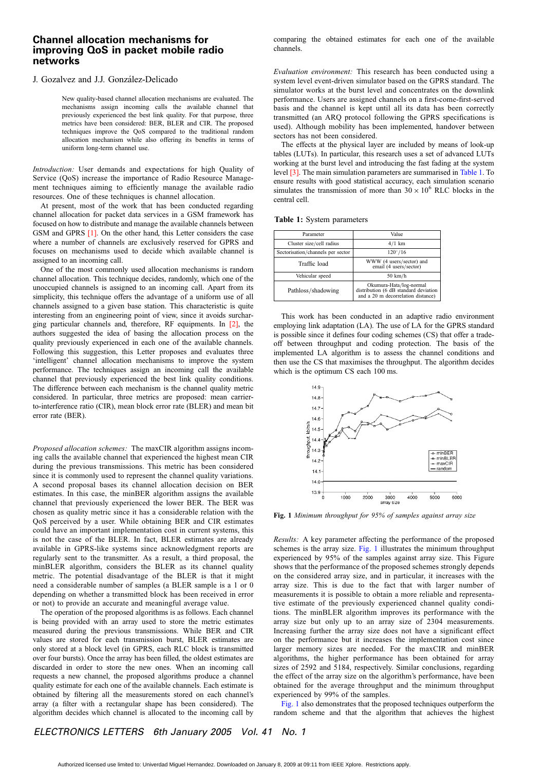# Channel allocation mechanisms for improving QoS in packet mobile radio networks

J. Gozalvez and J.J. González-Delicado

New quality-based channel allocation mechanisms are evaluated. The mechanisms assign incoming calls the available channel that previously experienced the best link quality. For that purpose, three metrics have been considered: BER, BLER and CIR. The proposed techniques improve the QoS compared to the traditional random allocation mechanism while also offering its benefits in terms of uniform long-term channel use.

*Introduction:* User demands and expectations for high Quality of Service (QoS) increase the importance of Radio Resource Management techniques aiming to efficiently manage the available radio resources. One of these techniques is channel allocation.

At present, most of the work that has been conducted regarding channel allocation for packet data services in a GSM framework has focused on how to distribute and manage the available channels between GSM and GPRS [1]. On the other hand, this Letter considers the case where a number of channels are exclusively reserved for GPRS and focuses on mechanisms used to decide which available channel is assigned to an incoming call.

One of the most commonly used allocation mechanisms is random channel allocation. This technique decides, randomly, which one of the unoccupied channels is assigned to an incoming call. Apart from its simplicity, this technique offers the advantage of a uniform use of all channels assigned to a given base station. This characteristic is quite interesting from an engineering point of view, since it avoids surcharging particular channels and, therefore, RF equipments. In [2], the authors suggested the idea of basing the allocation process on the quality previously experienced in each one of the available channels. Following this suggestion, this Letter proposes and evaluates three 'intelligent' channel allocation mechanisms to improve the system performance. The techniques assign an incoming call the available channel that previously experienced the best link quality conditions. The difference between each mechanism is the channel quality metric considered. In particular, three metrics are proposed: mean carrier-to-interference ratio (CIR), mean block error rate (BLER) and mean bit error rate (BER).

*Proposed allocation schemes:* The maxCIR algorithm assigns incoming calls the available channel that experienced the highest mean CIR during the previous transmissions. This metric has been considered since it is commonly used to represent the channel quality variations. A second proposal bases its channel allocation decision on BER estimates. In this case, the minBER algorithm assigns the available channel that previously experienced the lower BER. The BER was chosen as quality metric since it has a considerable relation with the QoS perceived by a user. While obtaining BER and CIR estimates could have an important implementation cost in current systems, this is not the case of the BLER. In fact, BLER estimates are already available in GPRS-like systems since acknowledgement reports are regularly sent to the transmitter. As a result, a third proposal, the minBLER algorithm, considers the BLER as its channel quality metric. The potential disadvantage of the BLER is that it might need a considerable number of samples (a BLER sample is a 1 or 0 depending on whether a transmitted block has been received in error or not) to provide an accurate and meaningful average value.

The operation of the proposed algorithms is as follows. Each channel is being provided with an array used to store the metric estimates measured during the previous transmissions. While BER and CIR values are stored for each transmission burst, BLER estimates are only stored at a block level (in GPRS, each RLC block is transmitted over four bursts). Once the array has been filled, the oldest estimates are discarded in order to store the new ones. When an incoming call requests a new channel, the proposed algorithms produce a channel quality estimate for each one of the available channels. Each estimate is obtained by filtering all the measurements stored on each channel's array (a filter with a rectangular shape has been considered). The algorithm decides which channel is allocated to the incoming call by comparing the obtained estimates for each one of the available channels.

*Evaluation environment:* This research has been conducted using a system level event-driven simulator based on the GPRS standard. The simulator works at the burst level and concentrates on the downlink performance. Users are assigned channels on a first-come-first-served basis and the channel is kept until all its data has been correctly transmitted (an ARQ protocol following the GPRS specifications is used). Although mobility has been implemented, handover between sectors has not been considered.

The effects at the physical layer are included by means of look-up tables (LUTs). In particular, this research uses a set of advanced LUTs working at the burst level and introducing the fast fading at the system level [3]. The main simulation parameters are summarised in Table 1. To ensure results with good statistical accuracy, each simulation scenario simulates the transmission of more than $30 \times 10^6$ RLC blocks in the central cell.

**Table 1:** System parameters

| Parameter | Value |
|---|---|
| Cluster size/cell radius | 4/1 km |
| Sectorisation/channels per sector | 120°/16 |
| Traffic load | WWW (4 users/sector) and email (4 users/sector) |
| Vehicular speed | 50 km/h |
| Pathloss/shadowing | Okumura-Hata/log-normal distribution (6 dB standard deviation and a 20 m decorrelation distance) |

This work has been conducted in an adaptive radio environment employing link adaptation (LA). The use of LA for the GPRS standard is possible since it defines four coding schemes (CS) that offer a trade-off between throughput and coding protection. The basis of the implemented LA algorithm is to assess the channel conditions and then use the CS that maximises the throughput. The algorithm decides which is the optimum CS each 100 ms.

**Fig. 1** *Minimum throughput for 95% of samples against array size*

*Results:* A key parameter affecting the performance of the proposed schemes is the array size. Fig. 1 illustrates the minimum throughput experienced by 95% of the samples against array size. This Figure shows that the performance of the proposed schemes strongly depends on the considered array size, and in particular, it increases with the array size. This is due to the fact that with larger number of measurements it is possible to obtain a more reliable and representative estimate of the previously experienced channel quality conditions. The minBLER algorithm improves its performance with the array size but only up to an array size of 2304 measurements. Increasing further the array size does not have a significant effect on the performance but it increases the implementation cost since larger memory sizes are needed. For the maxCIR and minBER algorithms, the higher performance has been obtained for array sizes of 2592 and 5184, respectively. Similar conclusions, regarding the effect of the array size on the algorithm's performance, have been obtained for the average throughput and the minimum throughput experienced by 99% of the samples.

Fig. 1 also demonstrates that the proposed techniques outperform the random scheme and that the algorithm that achieves the highest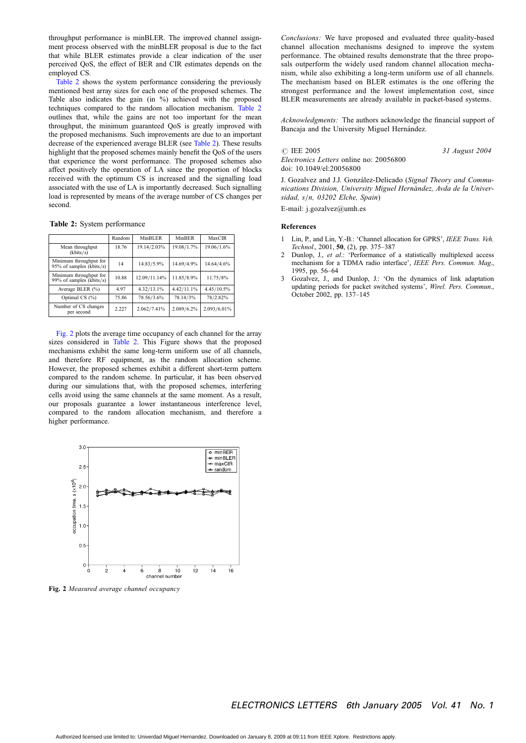throughput performance is minBLER. The improved channel assignment process observed with the minBLER proposal is due to the fact that while BLER estimates provide a clear indication of the user perceived QoS, the effect of BER and CIR estimates depends on the employed CS.

Table 2 shows the system performance considering the previously mentioned best array sizes for each one of the proposed schemes. The Table also indicates the gain (in %) achieved with the proposed techniques compared to the random allocation mechanism. Table 2 outlines that, while the gains are not too important for the mean throughput, the minimum guaranteed QoS is greatly improved with the proposed mechanisms. Such improvements are due to an important decrease of the experienced average BLER (see Table 2). These results highlight that the proposed schemes mainly benefit the QoS of the users that experience the worst performance. The proposed schemes also affect positively the operation of LA since the proportion of blocks received with the optimum CS is increased and the signalling load associated with the use of LA is importantly decreased. Such signalling load is represented by means of the average number of CS changes per second.

**Table 2:** System performance

| | Random | MinBLER | MinBER | MaxCIR |
|---|---|---|---|---|
| Mean throughput (kbits/s) | 18.76 | 19.14/2.03% | 19.08/1.7% | 19.06/1.6% |
| Minimum throughput for 95% of samples (kbits/s) | 14 | 14.83/5.9% | 14.69/4.9% | 14.64/4.6% |
| Minimum throughput for 99% of samples (kbits/s) | 10.88 | 12.09/11.14% | 11.85/8.9% | 11.75/8% |
| Average BLER (%) | 4.97 | 4.32/13.1% | 4.42/11.1% | 4.45/10.5% |
| Optimal CS (%) | 75.86 | 78.56/3.6% | 78.14/3% | 78/2.82% |
| Number of CS changes per second | 2.227 | 2.062/7.41% | 2.089/6.2% | 2.093/6.01% |

Fig. 2 plots the average time occupancy of each channel for the array sizes considered in Table 2. This Figure shows that the proposed mechanisms exhibit the same long-term uniform use of all channels, and therefore RF equipment, as the random allocation scheme. However, the proposed schemes exhibit a different short-term pattern compared to the random scheme. In particular, it has been observed during our simulations that, with the proposed schemes, interfering cells avoid using the same channels at the same moment. As a result, our proposals guarantee a lower instantaneous interference level, compared to the random allocation mechanism, and therefore a higher performance.

occupation time, s (×10⁴)
3.0
2.5
2.0
1.5
1.0
0.5
0
0 2 4 6 8 10 12 14 16
channel number
minBER
minBLER
maxCIR
random

**Fig. 2** *Measured average channel occupancy*

*Conclusions:* We have proposed and evaluated three quality-based channel allocation mechanisms designed to improve the system performance. The obtained results demonstrate that the three proposals outperform the widely used random channel allocation mechanism, while also exhibiting a long-term uniform use of all channels. The mechanism based on BLER estimates is the one offering the strongest performance and the lowest implementation cost, since BLER measurements are already available in packet-based systems.

*Acknowledgments:* The authors acknowledge the financial support of Bancaja and the University Miguel Hernández.

© IEE 2005 — *31 August 2004*

*Electronics Letters* online no: 20056800

doi: 10.1049/el:20056800

J. Gozalvez and J.J. González-Delicado (*Signal Theory and Communications Division, University Miguel Hernández, Avda de la Universidad, s/n, 03202 Elche, Spain*)

E-mail: j.gozalvez@umh.es

## References

1. Lin, P., and Lin, Y.-B.: 'Channel allocation for GPRS', *IEEE Trans. Veh. Technol.*, 2001, **50**, (2), pp. 375–387
2. Dunlop, J., *et al.*: 'Performance of a statistically multiplexed access mechanism for a TDMA radio interface', *IEEE Pers. Commun. Mag.*, 1995, pp. 56–64
3. Gozalvez, J., and Dunlop, J.: 'On the dynamics of link adaptation updating periods for packet switched systems', *Wirel. Pers. Commun.*, October 2002, pp. 137–145